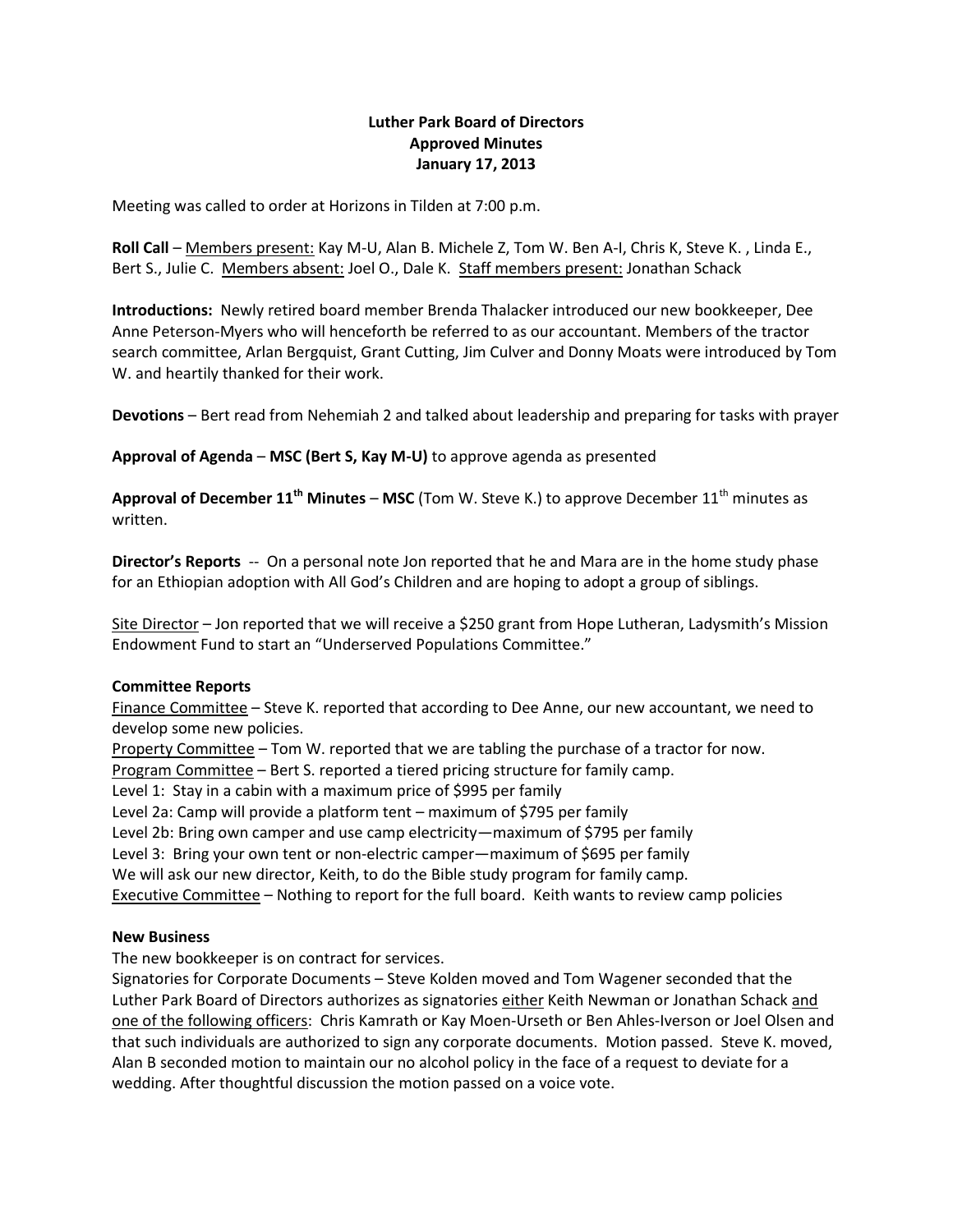**Luther Park Board of Directors**
**Approved Minutes**
**January 17, 2013**

Meeting was called to order at Horizons in Tilden at 7:00 p.m.

**Roll Call** – Members present: Kay M-U, Alan B. Michele Z, Tom W. Ben A-I, Chris K, Steve K. , Linda E., Bert S., Julie C. Members absent: Joel O., Dale K. Staff members present: Jonathan Schack

**Introductions:** Newly retired board member Brenda Thalacker introduced our new bookkeeper, Dee Anne Peterson-Myers who will henceforth be referred to as our accountant. Members of the tractor search committee, Arlan Bergquist, Grant Cutting, Jim Culver and Donny Moats were introduced by Tom W. and heartily thanked for their work.

**Devotions** – Bert read from Nehemiah 2 and talked about leadership and preparing for tasks with prayer

**Approval of Agenda** – **MSC (Bert S, Kay M-U)** to approve agenda as presented

**Approval of December 11th Minutes** – **MSC** (Tom W. Steve K.) to approve December 11th minutes as written.

**Director's Reports** -- On a personal note Jon reported that he and Mara are in the home study phase for an Ethiopian adoption with All God's Children and are hoping to adopt a group of siblings.

Site Director – Jon reported that we will receive a $250 grant from Hope Lutheran, Ladysmith's Mission Endowment Fund to start an "Underserved Populations Committee."

**Committee Reports**

Finance Committee – Steve K. reported that according to Dee Anne, our new accountant, we need to develop some new policies.

Property Committee – Tom W. reported that we are tabling the purchase of a tractor for now.

Program Committee – Bert S. reported a tiered pricing structure for family camp.

Level 1: Stay in a cabin with a maximum price of $995 per family

Level 2a: Camp will provide a platform tent – maximum of $795 per family

Level 2b: Bring own camper and use camp electricity—maximum of $795 per family

Level 3: Bring your own tent or non-electric camper—maximum of $695 per family

We will ask our new director, Keith, to do the Bible study program for family camp.

Executive Committee – Nothing to report for the full board. Keith wants to review camp policies

**New Business**

The new bookkeeper is on contract for services.

Signatories for Corporate Documents – Steve Kolden moved and Tom Wagener seconded that the Luther Park Board of Directors authorizes as signatories either Keith Newman or Jonathan Schack and one of the following officers: Chris Kamrath or Kay Moen-Urseth or Ben Ahles-Iverson or Joel Olsen and that such individuals are authorized to sign any corporate documents. Motion passed. Steve K. moved, Alan B seconded motion to maintain our no alcohol policy in the face of a request to deviate for a wedding. After thoughtful discussion the motion passed on a voice vote.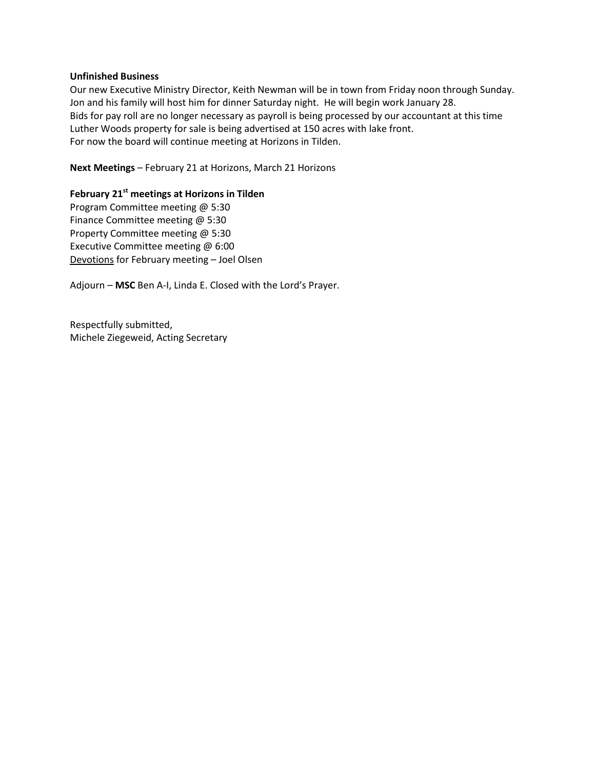**Unfinished Business**

Our new Executive Ministry Director, Keith Newman will be in town from Friday noon through Sunday. Jon and his family will host him for dinner Saturday night. He will begin work January 28.

Bids for pay roll are no longer necessary as payroll is being processed by our accountant at this time

Luther Woods property for sale is being advertised at 150 acres with lake front.

For now the board will continue meeting at Horizons in Tilden.

**Next Meetings** – February 21 at Horizons, March 21 Horizons

**February 21st meetings at Horizons in Tilden**

Program Committee meeting @ 5:30

Finance Committee meeting @ 5:30

Property Committee meeting @ 5:30

Executive Committee meeting @ 6:00

Devotions for February meeting – Joel Olsen

Adjourn – **MSC** Ben A-I, Linda E. Closed with the Lord's Prayer.

Respectfully submitted,

Michele Ziegeweid, Acting Secretary